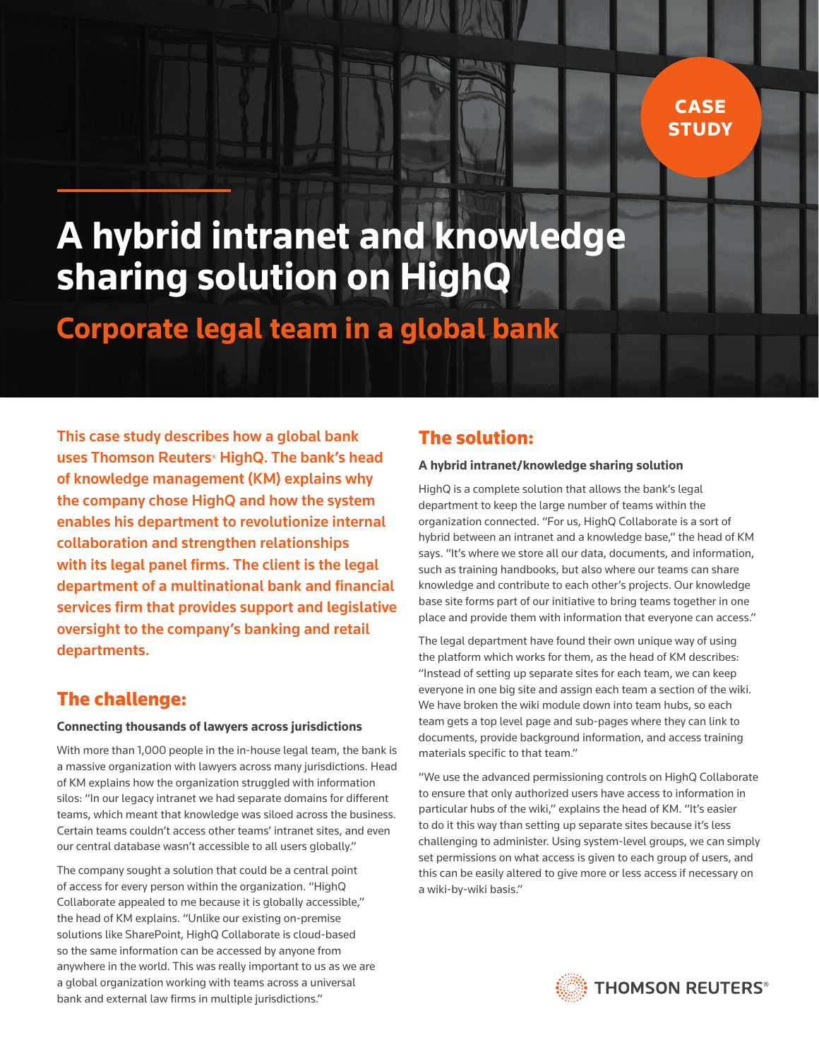CASE STUDY

# A hybrid intranet and knowledge sharing solution on HighQ

## Corporate legal team in a global bank

**This case study describes how a global bank uses Thomson Reuters® HighQ. The bank's head of knowledge management (KM) explains why the company chose HighQ and how the system enables his department to revolutionize internal collaboration and strengthen relationships with its legal panel firms. The client is the legal department of a multinational bank and financial services firm that provides support and legislative oversight to the company's banking and retail departments.**

## The challenge:

#### Connecting thousands of lawyers across jurisdictions

With more than 1,000 people in the in-house legal team, the bank is a massive organization with lawyers across many jurisdictions. Head of KM explains how the organization struggled with information silos: "In our legacy intranet we had separate domains for different teams, which meant that knowledge was siloed across the business. Certain teams couldn't access other teams' intranet sites, and even our central database wasn't accessible to all users globally."

The company sought a solution that could be a central point of access for every person within the organization. "HighQ Collaborate appealed to me because it is globally accessible," the head of KM explains. "Unlike our existing on-premise solutions like SharePoint, HighQ Collaborate is cloud-based so the same information can be accessed by anyone from anywhere in the world. This was really important to us as we are a global organization working with teams across a universal bank and external law firms in multiple jurisdictions."

## The solution:

#### A hybrid intranet/knowledge sharing solution

HighQ is a complete solution that allows the bank's legal department to keep the large number of teams within the organization connected. "For us, HighQ Collaborate is a sort of hybrid between an intranet and a knowledge base," the head of KM says. "It's where we store all our data, documents, and information, such as training handbooks, but also where our teams can share knowledge and contribute to each other's projects. Our knowledge base site forms part of our initiative to bring teams together in one place and provide them with information that everyone can access."

The legal department have found their own unique way of using the platform which works for them, as the head of KM describes: "Instead of setting up separate sites for each team, we can keep everyone in one big site and assign each team a section of the wiki. We have broken the wiki module down into team hubs, so each team gets a top level page and sub-pages where they can link to documents, provide background information, and access training materials specific to that team."

"We use the advanced permissioning controls on HighQ Collaborate to ensure that only authorized users have access to information in particular hubs of the wiki," explains the head of KM. "It's easier to do it this way than setting up separate sites because it's less challenging to administer. Using system-level groups, we can simply set permissions on what access is given to each group of users, and this can be easily altered to give more or less access if necessary on a wiki-by-wiki basis."

THOMSON REUTERS®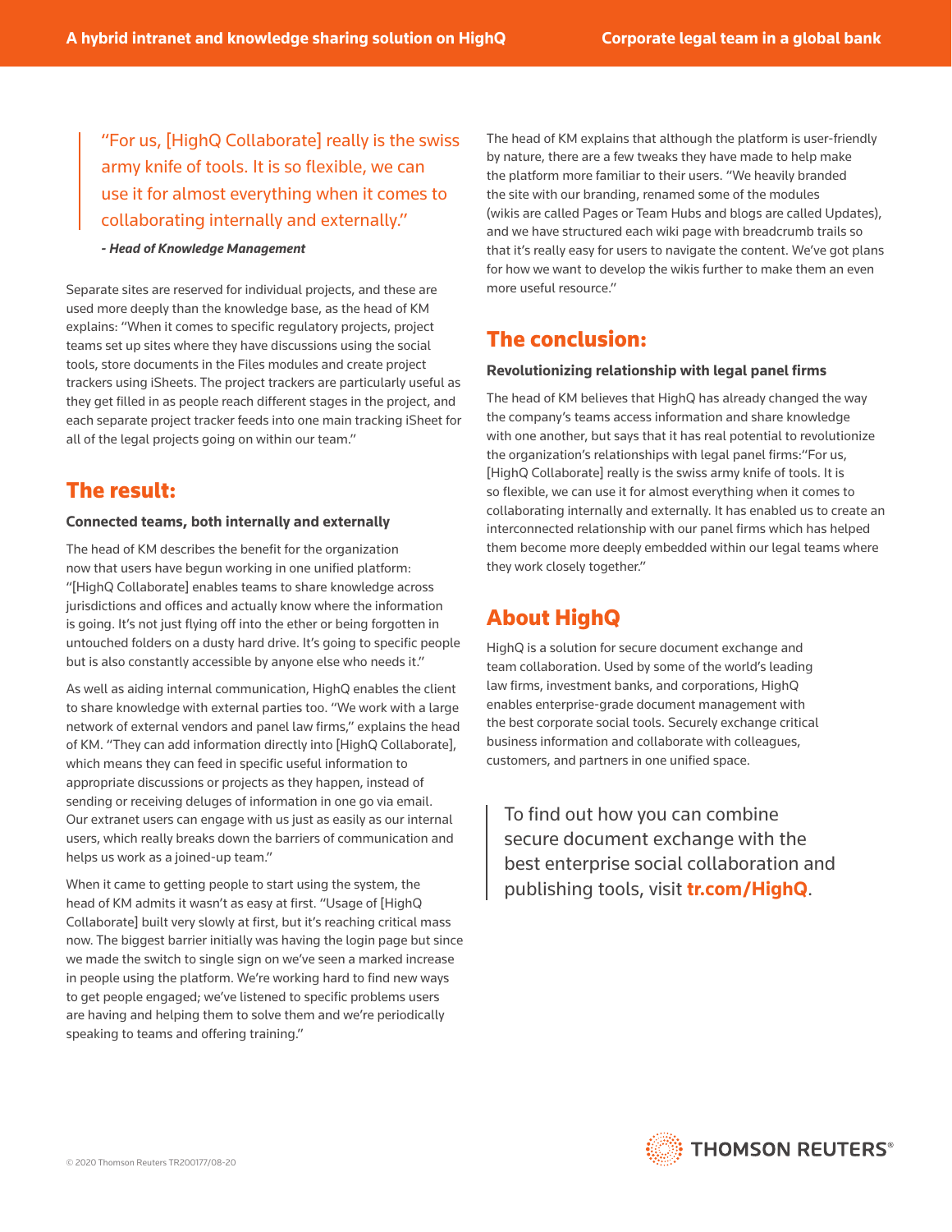> "For us, [HighQ Collaborate] really is the swiss army knife of tools. It is so flexible, we can use it for almost everything when it comes to collaborating internally and externally."
>
> ***- Head of Knowledge Management***

Separate sites are reserved for individual projects, and these are used more deeply than the knowledge base, as the head of KM explains: "When it comes to specific regulatory projects, project teams set up sites where they have discussions using the social tools, store documents in the Files modules and create project trackers using iSheets. The project trackers are particularly useful as they get filled in as people reach different stages in the project, and each separate project tracker feeds into one main tracking iSheet for all of the legal projects going on within our team."

## The result:

**Connected teams, both internally and externally**

The head of KM describes the benefit for the organization now that users have begun working in one unified platform: "[HighQ Collaborate] enables teams to share knowledge across jurisdictions and offices and actually know where the information is going. It's not just flying off into the ether or being forgotten in untouched folders on a dusty hard drive. It's going to specific people but is also constantly accessible by anyone else who needs it."

As well as aiding internal communication, HighQ enables the client to share knowledge with external parties too. "We work with a large network of external vendors and panel law firms," explains the head of KM. "They can add information directly into [HighQ Collaborate], which means they can feed in specific useful information to appropriate discussions or projects as they happen, instead of sending or receiving deluges of information in one go via email. Our extranet users can engage with us just as easily as our internal users, which really breaks down the barriers of communication and helps us work as a joined-up team."

When it came to getting people to start using the system, the head of KM admits it wasn't as easy at first. "Usage of [HighQ Collaborate] built very slowly at first, but it's reaching critical mass now. The biggest barrier initially was having the login page but since we made the switch to single sign on we've seen a marked increase in people using the platform. We're working hard to find new ways to get people engaged; we've listened to specific problems users are having and helping them to solve them and we're periodically speaking to teams and offering training."

The head of KM explains that although the platform is user-friendly by nature, there are a few tweaks they have made to help make the platform more familiar to their users. "We heavily branded the site with our branding, renamed some of the modules (wikis are called Pages or Team Hubs and blogs are called Updates), and we have structured each wiki page with breadcrumb trails so that it's really easy for users to navigate the content. We've got plans for how we want to develop the wikis further to make them an even more useful resource."

## The conclusion:

**Revolutionizing relationship with legal panel firms**

The head of KM believes that HighQ has already changed the way the company's teams access information and share knowledge with one another, but says that it has real potential to revolutionize the organization's relationships with legal panel firms:"For us, [HighQ Collaborate] really is the swiss army knife of tools. It is so flexible, we can use it for almost everything when it comes to collaborating internally and externally. It has enabled us to create an interconnected relationship with our panel firms which has helped them become more deeply embedded within our legal teams where they work closely together."

## About HighQ

HighQ is a solution for secure document exchange and team collaboration. Used by some of the world's leading law firms, investment banks, and corporations, HighQ enables enterprise-grade document management with the best corporate social tools. Securely exchange critical business information and collaborate with colleagues, customers, and partners in one unified space.

> To find out how you can combine secure document exchange with the best enterprise social collaboration and publishing tools, visit **tr.com/HighQ**.

© 2020 Thomson Reuters TR200177/08-20

THOMSON REUTERS®